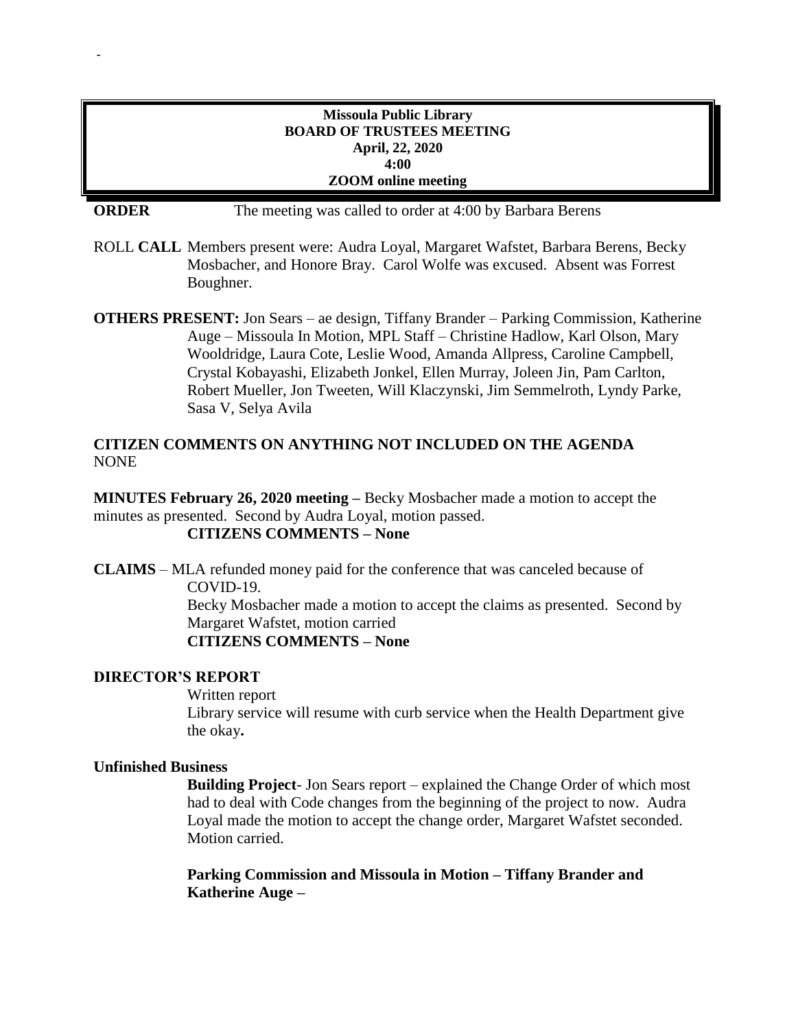-

**Missoula Public Library**
**BOARD OF TRUSTEES MEETING**
**April, 22, 2020**
**4:00**
**ZOOM online meeting**

**ORDER** The meeting was called to order at 4:00 by Barbara Berens

ROLL **CALL** Members present were: Audra Loyal, Margaret Wafstet, Barbara Berens, Becky Mosbacher, and Honore Bray. Carol Wolfe was excused. Absent was Forrest Boughner.

**OTHERS PRESENT:** Jon Sears – ae design, Tiffany Brander – Parking Commission, Katherine Auge – Missoula In Motion, MPL Staff – Christine Hadlow, Karl Olson, Mary Wooldridge, Laura Cote, Leslie Wood, Amanda Allpress, Caroline Campbell, Crystal Kobayashi, Elizabeth Jonkel, Ellen Murray, Joleen Jin, Pam Carlton, Robert Mueller, Jon Tweeten, Will Klaczynski, Jim Semmelroth, Lyndy Parke, Sasa V, Selya Avila

**CITIZEN COMMENTS ON ANYTHING NOT INCLUDED ON THE AGENDA**
NONE

**MINUTES February 26, 2020 meeting –** Becky Mosbacher made a motion to accept the minutes as presented. Second by Audra Loyal, motion passed.
**CITIZENS COMMENTS – None**

**CLAIMS** – MLA refunded money paid for the conference that was canceled because of COVID-19.
Becky Mosbacher made a motion to accept the claims as presented. Second by Margaret Wafstet, motion carried
**CITIZENS COMMENTS – None**

**DIRECTOR'S REPORT**

Written report
Library service will resume with curb service when the Health Department give the okay**.**

**Unfinished Business**

**Building Project**- Jon Sears report – explained the Change Order of which most had to deal with Code changes from the beginning of the project to now. Audra Loyal made the motion to accept the change order, Margaret Wafstet seconded. Motion carried.

**Parking Commission and Missoula in Motion – Tiffany Brander and Katherine Auge –**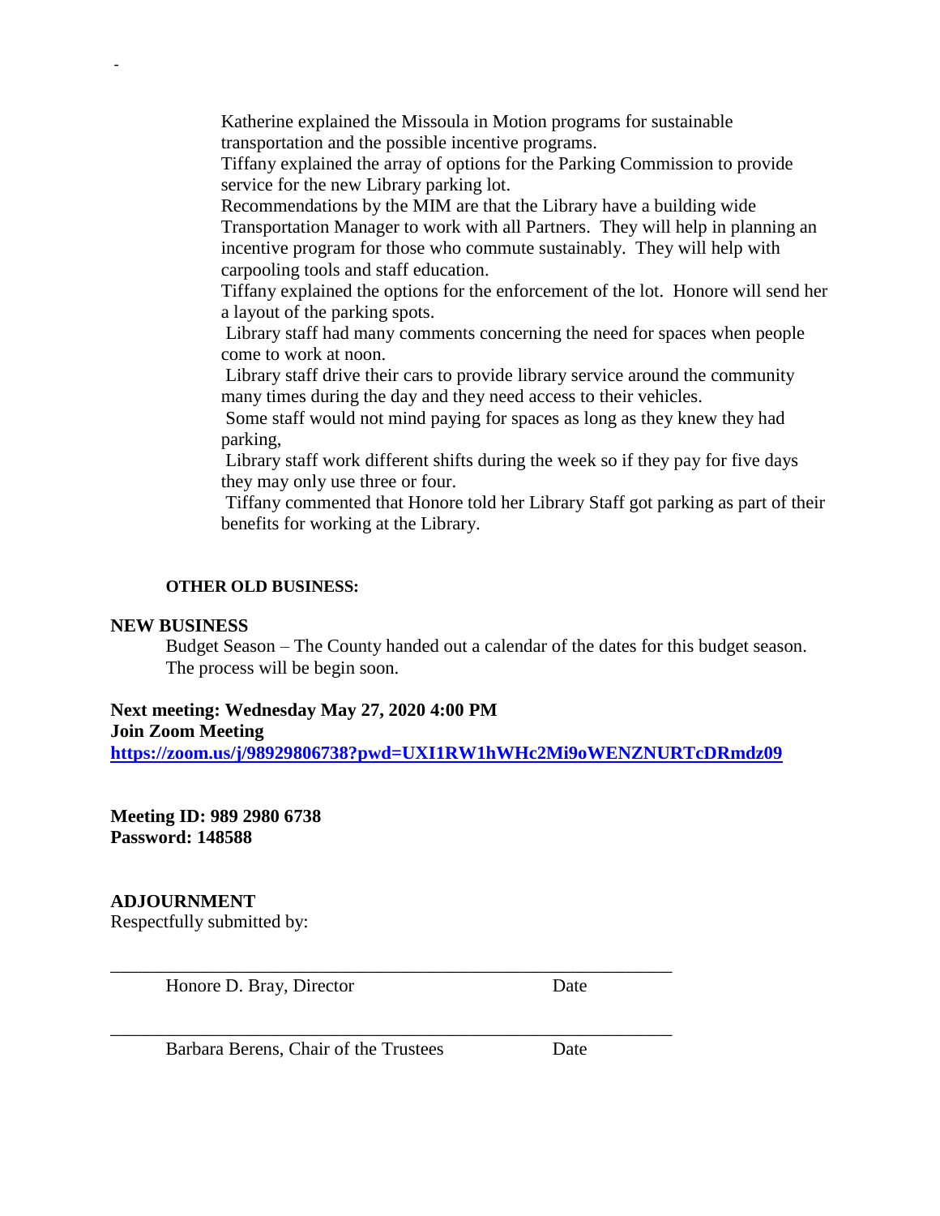-

Katherine explained the Missoula in Motion programs for sustainable transportation and the possible incentive programs.

Tiffany explained the array of options for the Parking Commission to provide service for the new Library parking lot.

Recommendations by the MIM are that the Library have a building wide Transportation Manager to work with all Partners. They will help in planning an incentive program for those who commute sustainably. They will help with carpooling tools and staff education.

Tiffany explained the options for the enforcement of the lot. Honore will send her a layout of the parking spots.

Library staff had many comments concerning the need for spaces when people come to work at noon.

Library staff drive their cars to provide library service around the community many times during the day and they need access to their vehicles.

Some staff would not mind paying for spaces as long as they knew they had parking,

Library staff work different shifts during the week so if they pay for five days they may only use three or four.

Tiffany commented that Honore told her Library Staff got parking as part of their benefits for working at the Library.

**OTHER OLD BUSINESS:**

**NEW BUSINESS**

Budget Season – The County handed out a calendar of the dates for this budget season. The process will be begin soon.

**Next meeting: Wednesday May 27, 2020 4:00 PM**
**Join Zoom Meeting**
**https://zoom.us/j/98929806738?pwd=UXI1RW1hWHc2Mi9oWENZNURTcDRmdz09**

**Meeting ID: 989 2980 6738**
**Password: 148588**

**ADJOURNMENT**
Respectfully submitted by:

\_\_\_\_\_\_\_\_\_\_\_\_\_\_\_\_\_\_\_\_\_\_\_\_\_\_\_\_\_\_\_\_\_\_\_\_\_\_\_\_\_\_\_\_\_\_\_\_\_\_\_\_\_\_\_\_
Honore D. Bray, Director Date

\_\_\_\_\_\_\_\_\_\_\_\_\_\_\_\_\_\_\_\_\_\_\_\_\_\_\_\_\_\_\_\_\_\_\_\_\_\_\_\_\_\_\_\_\_\_\_\_\_\_\_\_\_\_\_\_
Barbara Berens, Chair of the Trustees Date